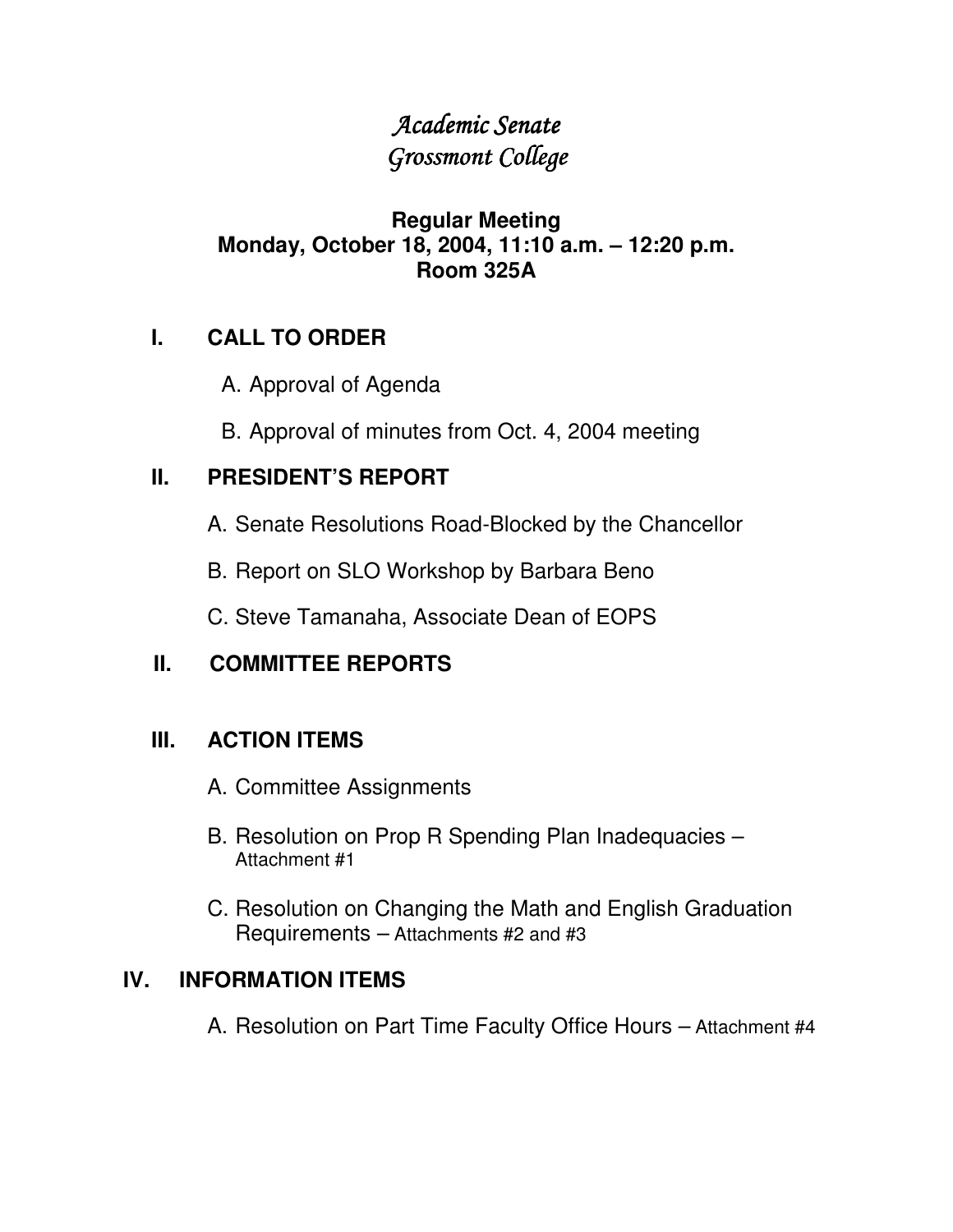# *Academic Senate*
# *Grossmont College*

**Regular Meeting**
**Monday, October 18, 2004, 11:10 a.m. – 12:20 p.m.**
**Room 325A**

## I. CALL TO ORDER

A. Approval of Agenda

B. Approval of minutes from Oct. 4, 2004 meeting

## II. PRESIDENT'S REPORT

A. Senate Resolutions Road-Blocked by the Chancellor

B. Report on SLO Workshop by Barbara Beno

C. Steve Tamanaha, Associate Dean of EOPS

## II. COMMITTEE REPORTS

## III. ACTION ITEMS

A. Committee Assignments

B. Resolution on Prop R Spending Plan Inadequacies – Attachment #1

C. Resolution on Changing the Math and English Graduation Requirements – Attachments #2 and #3

## IV. INFORMATION ITEMS

A. Resolution on Part Time Faculty Office Hours – Attachment #4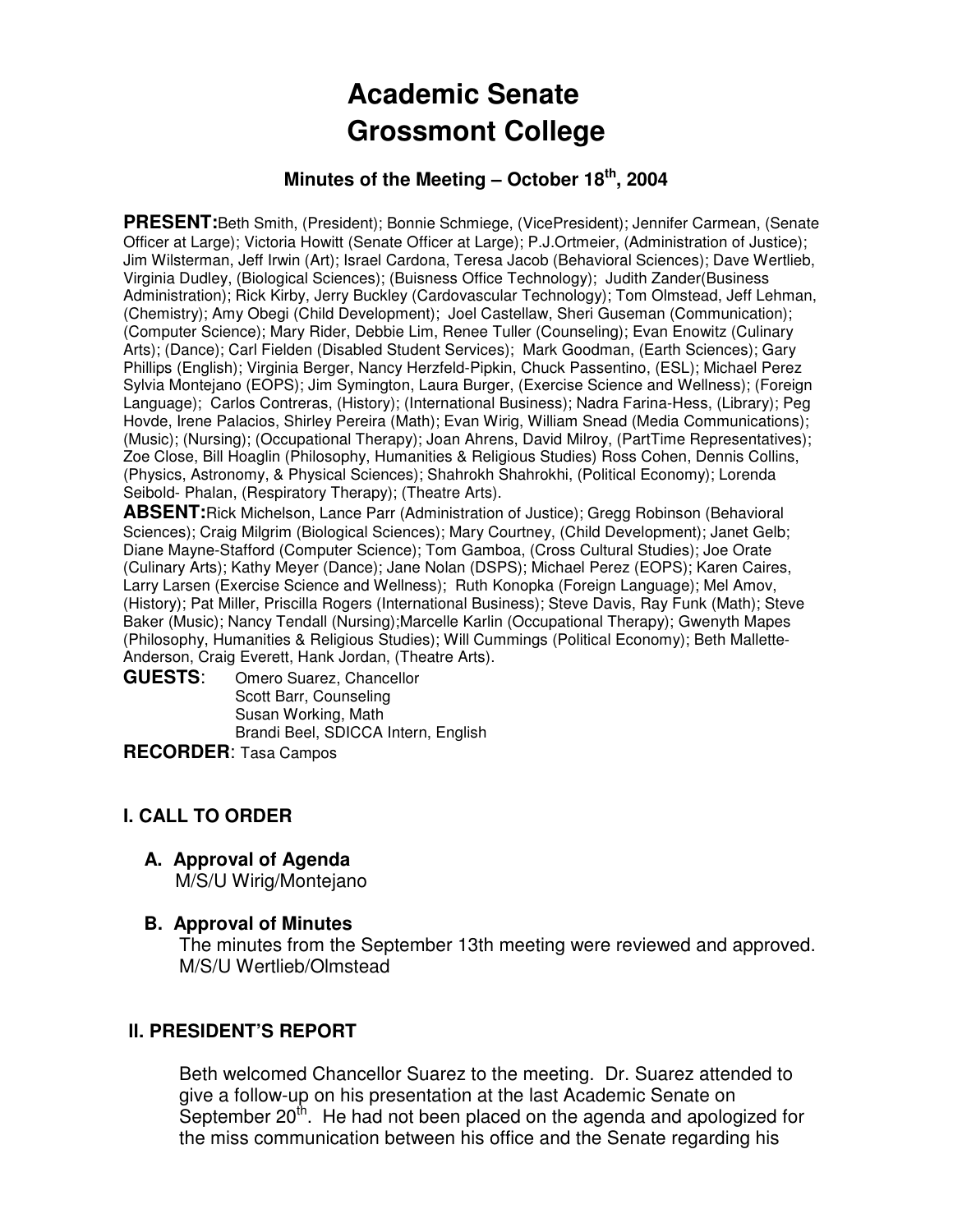# Academic Senate
# Grossmont College

### Minutes of the Meeting – October 18th, 2004

**PRESENT:** Beth Smith, (President); Bonnie Schmiege, (VicePresident); Jennifer Carmean, (Senate Officer at Large); Victoria Howitt (Senate Officer at Large); P.J.Ortmeier, (Administration of Justice); Jim Wilsterman, Jeff Irwin (Art); Israel Cardona, Teresa Jacob (Behavioral Sciences); Dave Wertlieb, Virginia Dudley, (Biological Sciences); (Buisness Office Technology); Judith Zander(Business Administration); Rick Kirby, Jerry Buckley (Cardovascular Technology); Tom Olmstead, Jeff Lehman, (Chemistry); Amy Obegi (Child Development); Joel Castellaw, Sheri Guseman (Communication); (Computer Science); Mary Rider, Debbie Lim, Renee Tuller (Counseling); Evan Enowitz (Culinary Arts); (Dance); Carl Fielden (Disabled Student Services); Mark Goodman, (Earth Sciences); Gary Phillips (English); Virginia Berger, Nancy Herzfeld-Pipkin, Chuck Passentino, (ESL); Michael Perez Sylvia Montejano (EOPS); Jim Symington, Laura Burger, (Exercise Science and Wellness); (Foreign Language); Carlos Contreras, (History); (International Business); Nadra Farina-Hess, (Library); Peg Hovde, Irene Palacios, Shirley Pereira (Math); Evan Wirig, William Snead (Media Communications); (Music); (Nursing); (Occupational Therapy); Joan Ahrens, David Milroy, (PartTime Representatives); Zoe Close, Bill Hoaglin (Philosophy, Humanities & Religious Studies) Ross Cohen, Dennis Collins, (Physics, Astronomy, & Physical Sciences); Shahrokh Shahrokhi, (Political Economy); Lorenda Seibold- Phalan, (Respiratory Therapy); (Theatre Arts).

**ABSENT:** Rick Michelson, Lance Parr (Administration of Justice); Gregg Robinson (Behavioral Sciences); Craig Milgrim (Biological Sciences); Mary Courtney, (Child Development); Janet Gelb; Diane Mayne-Stafford (Computer Science); Tom Gamboa, (Cross Cultural Studies); Joe Orate (Culinary Arts); Kathy Meyer (Dance); Jane Nolan (DSPS); Michael Perez (EOPS); Karen Caires, Larry Larsen (Exercise Science and Wellness); Ruth Konopka (Foreign Language); Mel Amov, (History); Pat Miller, Priscilla Rogers (International Business); Steve Davis, Ray Funk (Math); Steve Baker (Music); Nancy Tendall (Nursing);Marcelle Karlin (Occupational Therapy); Gwenyth Mapes (Philosophy, Humanities & Religious Studies); Will Cummings (Political Economy); Beth Mallette-Anderson, Craig Everett, Hank Jordan, (Theatre Arts).

**GUESTS:**
Omero Suarez, Chancellor
Scott Barr, Counseling
Susan Working, Math
Brandi Beel, SDICCA Intern, English

**RECORDER:** Tasa Campos

## I. CALL TO ORDER

### A. Approval of Agenda

M/S/U Wirig/Montejano

### B. Approval of Minutes

The minutes from the September 13th meeting were reviewed and approved.
M/S/U Wertlieb/Olmstead

## II. PRESIDENT'S REPORT

Beth welcomed Chancellor Suarez to the meeting. Dr. Suarez attended to give a follow-up on his presentation at the last Academic Senate on September 20th. He had not been placed on the agenda and apologized for the miss communication between his office and the Senate regarding his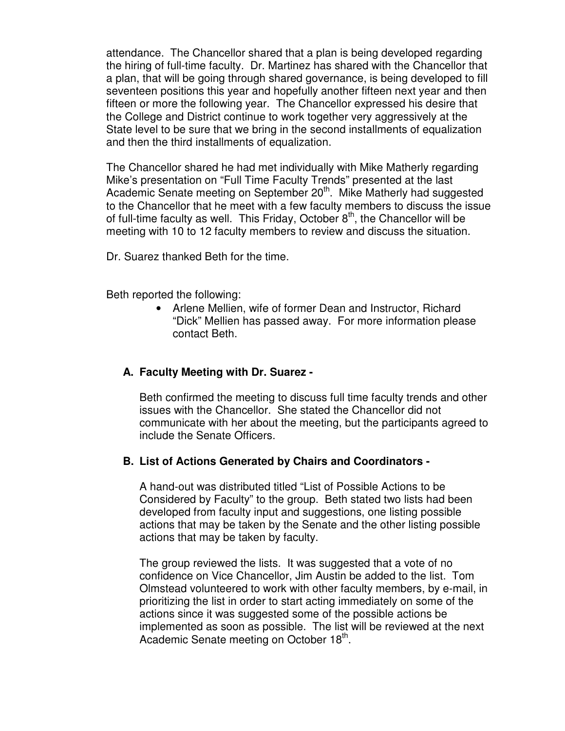attendance. The Chancellor shared that a plan is being developed regarding the hiring of full-time faculty. Dr. Martinez has shared with the Chancellor that a plan, that will be going through shared governance, is being developed to fill seventeen positions this year and hopefully another fifteen next year and then fifteen or more the following year. The Chancellor expressed his desire that the College and District continue to work together very aggressively at the State level to be sure that we bring in the second installments of equalization and then the third installments of equalization.

The Chancellor shared he had met individually with Mike Matherly regarding Mike's presentation on "Full Time Faculty Trends" presented at the last Academic Senate meeting on September 20th. Mike Matherly had suggested to the Chancellor that he meet with a few faculty members to discuss the issue of full-time faculty as well. This Friday, October 8th, the Chancellor will be meeting with 10 to 12 faculty members to review and discuss the situation.

Dr. Suarez thanked Beth for the time.

Beth reported the following:

- Arlene Mellien, wife of former Dean and Instructor, Richard "Dick" Mellien has passed away. For more information please contact Beth.

**A. Faculty Meeting with Dr. Suarez -**

Beth confirmed the meeting to discuss full time faculty trends and other issues with the Chancellor. She stated the Chancellor did not communicate with her about the meeting, but the participants agreed to include the Senate Officers.

**B. List of Actions Generated by Chairs and Coordinators -**

A hand-out was distributed titled "List of Possible Actions to be Considered by Faculty" to the group. Beth stated two lists had been developed from faculty input and suggestions, one listing possible actions that may be taken by the Senate and the other listing possible actions that may be taken by faculty.

The group reviewed the lists. It was suggested that a vote of no confidence on Vice Chancellor, Jim Austin be added to the list. Tom Olmstead volunteered to work with other faculty members, by e-mail, in prioritizing the list in order to start acting immediately on some of the actions since it was suggested some of the possible actions be implemented as soon as possible. The list will be reviewed at the next Academic Senate meeting on October 18th.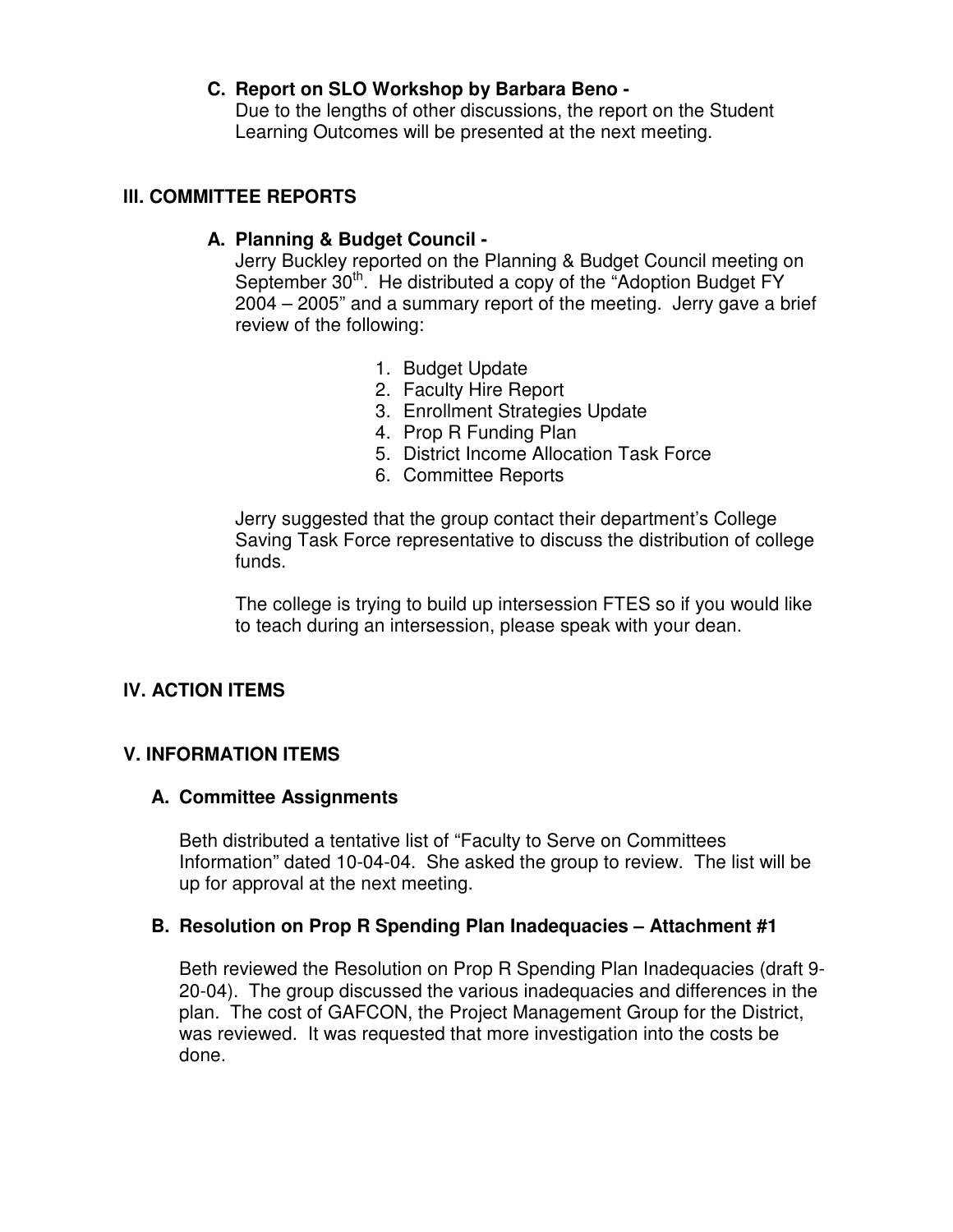### C. Report on SLO Workshop by Barbara Beno -

Due to the lengths of other discussions, the report on the Student Learning Outcomes will be presented at the next meeting.

## III. COMMITTEE REPORTS

### A. Planning & Budget Council -

Jerry Buckley reported on the Planning & Budget Council meeting on September 30th. He distributed a copy of the "Adoption Budget FY 2004 – 2005" and a summary report of the meeting. Jerry gave a brief review of the following:

1. Budget Update
2. Faculty Hire Report
3. Enrollment Strategies Update
4. Prop R Funding Plan
5. District Income Allocation Task Force
6. Committee Reports

Jerry suggested that the group contact their department's College Saving Task Force representative to discuss the distribution of college funds.

The college is trying to build up intersession FTES so if you would like to teach during an intersession, please speak with your dean.

## IV. ACTION ITEMS

## V. INFORMATION ITEMS

### A. Committee Assignments

Beth distributed a tentative list of "Faculty to Serve on Committees Information" dated 10-04-04. She asked the group to review. The list will be up for approval at the next meeting.

### B. Resolution on Prop R Spending Plan Inadequacies – Attachment #1

Beth reviewed the Resolution on Prop R Spending Plan Inadequacies (draft 9-20-04). The group discussed the various inadequacies and differences in the plan. The cost of GAFCON, the Project Management Group for the District, was reviewed. It was requested that more investigation into the costs be done.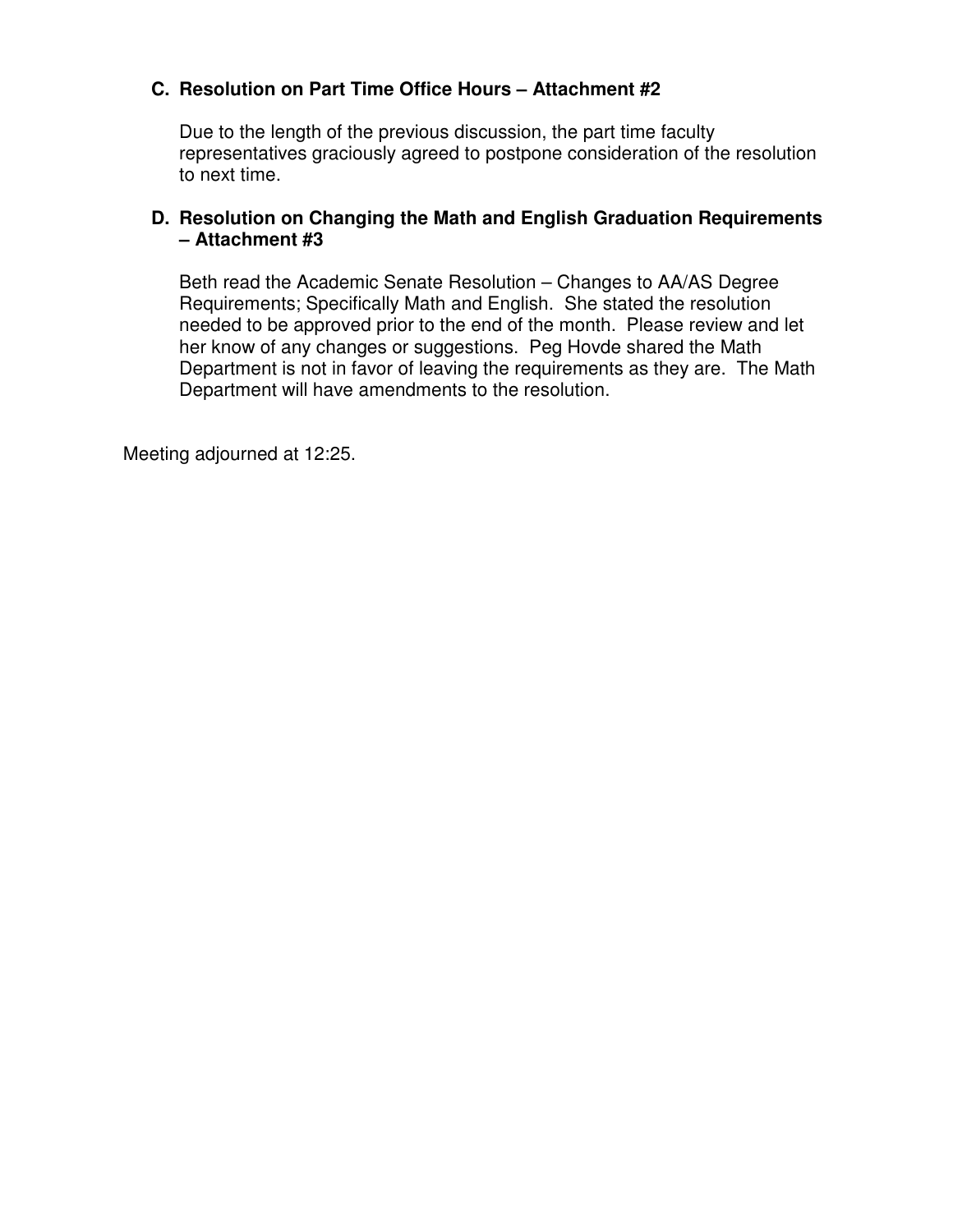### C. Resolution on Part Time Office Hours – Attachment #2

Due to the length of the previous discussion, the part time faculty representatives graciously agreed to postpone consideration of the resolution to next time.

### D. Resolution on Changing the Math and English Graduation Requirements – Attachment #3

Beth read the Academic Senate Resolution – Changes to AA/AS Degree Requirements; Specifically Math and English. She stated the resolution needed to be approved prior to the end of the month. Please review and let her know of any changes or suggestions. Peg Hovde shared the Math Department is not in favor of leaving the requirements as they are. The Math Department will have amendments to the resolution.

Meeting adjourned at 12:25.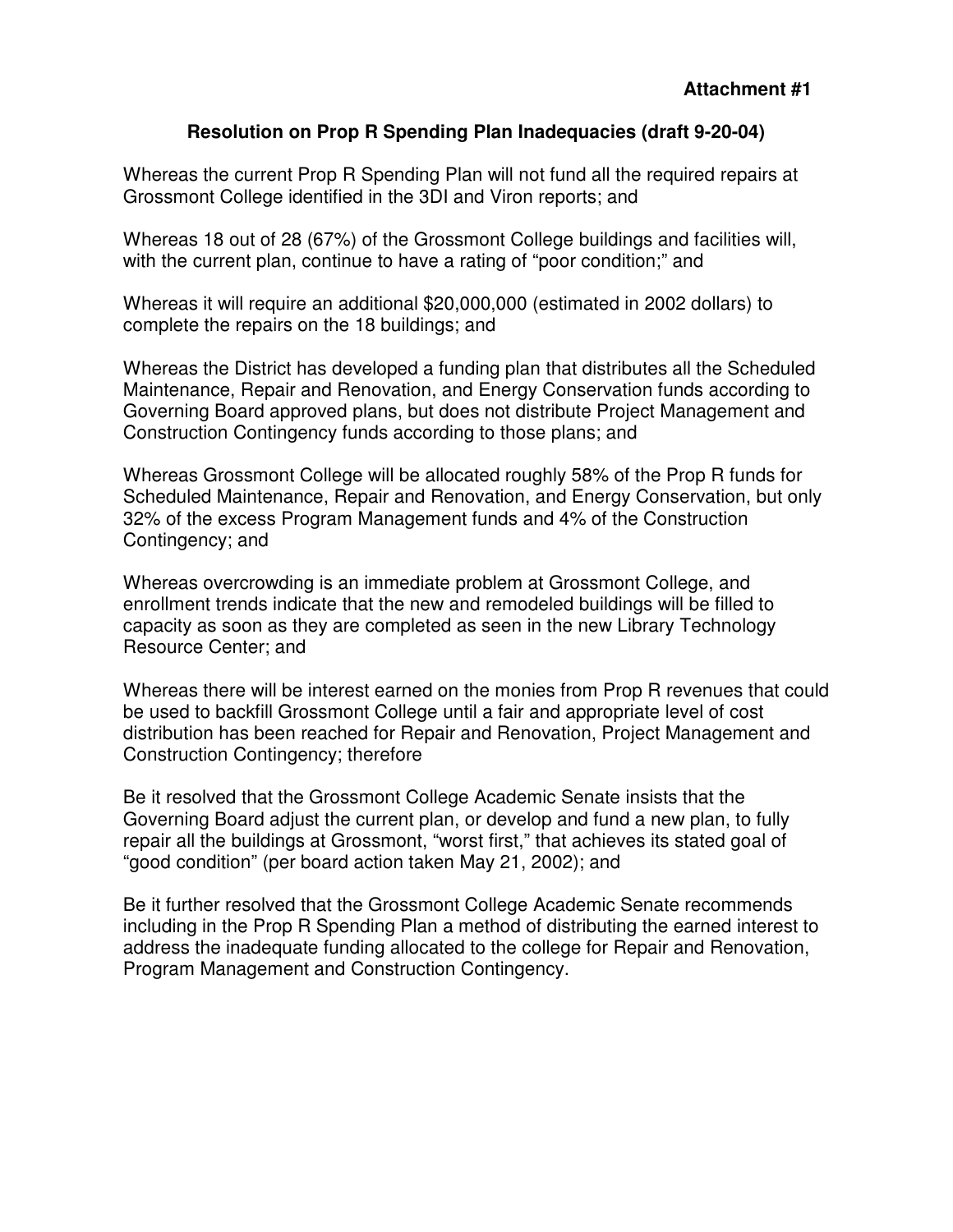**Attachment #1**

## Resolution on Prop R Spending Plan Inadequacies (draft 9-20-04)

Whereas the current Prop R Spending Plan will not fund all the required repairs at Grossmont College identified in the 3DI and Viron reports; and

Whereas 18 out of 28 (67%) of the Grossmont College buildings and facilities will, with the current plan, continue to have a rating of "poor condition;" and

Whereas it will require an additional $20,000,000 (estimated in 2002 dollars) to complete the repairs on the 18 buildings; and

Whereas the District has developed a funding plan that distributes all the Scheduled Maintenance, Repair and Renovation, and Energy Conservation funds according to Governing Board approved plans, but does not distribute Project Management and Construction Contingency funds according to those plans; and

Whereas Grossmont College will be allocated roughly 58% of the Prop R funds for Scheduled Maintenance, Repair and Renovation, and Energy Conservation, but only 32% of the excess Program Management funds and 4% of the Construction Contingency; and

Whereas overcrowding is an immediate problem at Grossmont College, and enrollment trends indicate that the new and remodeled buildings will be filled to capacity as soon as they are completed as seen in the new Library Technology Resource Center; and

Whereas there will be interest earned on the monies from Prop R revenues that could be used to backfill Grossmont College until a fair and appropriate level of cost distribution has been reached for Repair and Renovation, Project Management and Construction Contingency; therefore

Be it resolved that the Grossmont College Academic Senate insists that the Governing Board adjust the current plan, or develop and fund a new plan, to fully repair all the buildings at Grossmont, "worst first," that achieves its stated goal of "good condition" (per board action taken May 21, 2002); and

Be it further resolved that the Grossmont College Academic Senate recommends including in the Prop R Spending Plan a method of distributing the earned interest to address the inadequate funding allocated to the college for Repair and Renovation, Program Management and Construction Contingency.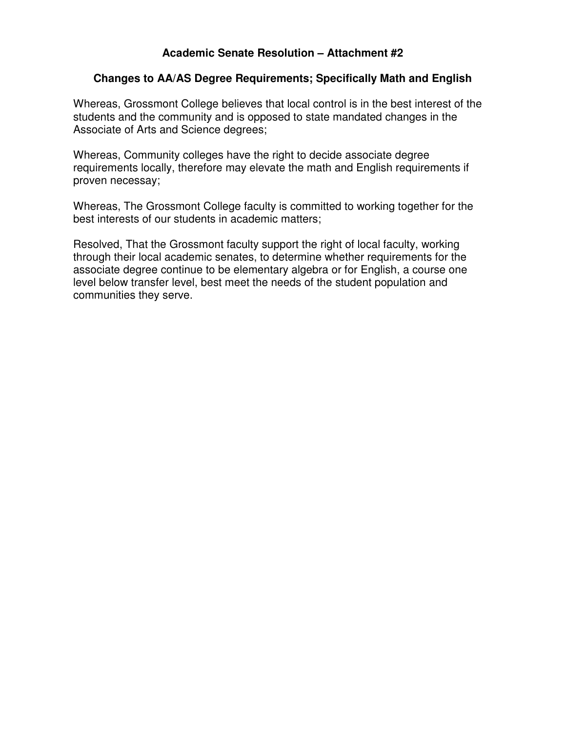**Academic Senate Resolution – Attachment #2**

**Changes to AA/AS Degree Requirements; Specifically Math and English**

Whereas, Grossmont College believes that local control is in the best interest of the students and the community and is opposed to state mandated changes in the Associate of Arts and Science degrees;

Whereas, Community colleges have the right to decide associate degree requirements locally, therefore may elevate the math and English requirements if proven necessay;

Whereas, The Grossmont College faculty is committed to working together for the best interests of our students in academic matters;

Resolved, That the Grossmont faculty support the right of local faculty, working through their local academic senates, to determine whether requirements for the associate degree continue to be elementary algebra or for English, a course one level below transfer level, best meet the needs of the student population and communities they serve.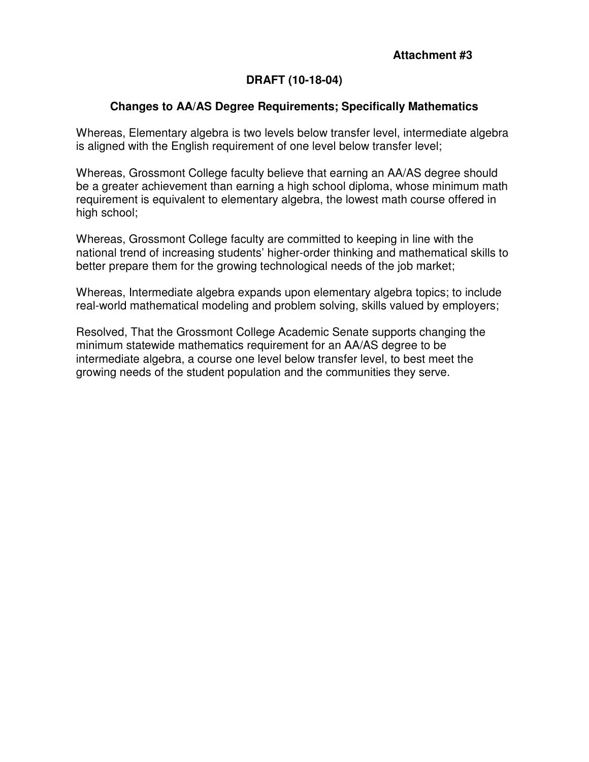**Attachment #3**

**DRAFT (10-18-04)**

**Changes to AA/AS Degree Requirements; Specifically Mathematics**

Whereas, Elementary algebra is two levels below transfer level, intermediate algebra is aligned with the English requirement of one level below transfer level;

Whereas, Grossmont College faculty believe that earning an AA/AS degree should be a greater achievement than earning a high school diploma, whose minimum math requirement is equivalent to elementary algebra, the lowest math course offered in high school;

Whereas, Grossmont College faculty are committed to keeping in line with the national trend of increasing students' higher-order thinking and mathematical skills to better prepare them for the growing technological needs of the job market;

Whereas, Intermediate algebra expands upon elementary algebra topics; to include real-world mathematical modeling and problem solving, skills valued by employers;

Resolved, That the Grossmont College Academic Senate supports changing the minimum statewide mathematics requirement for an AA/AS degree to be intermediate algebra, a course one level below transfer level, to best meet the growing needs of the student population and the communities they serve.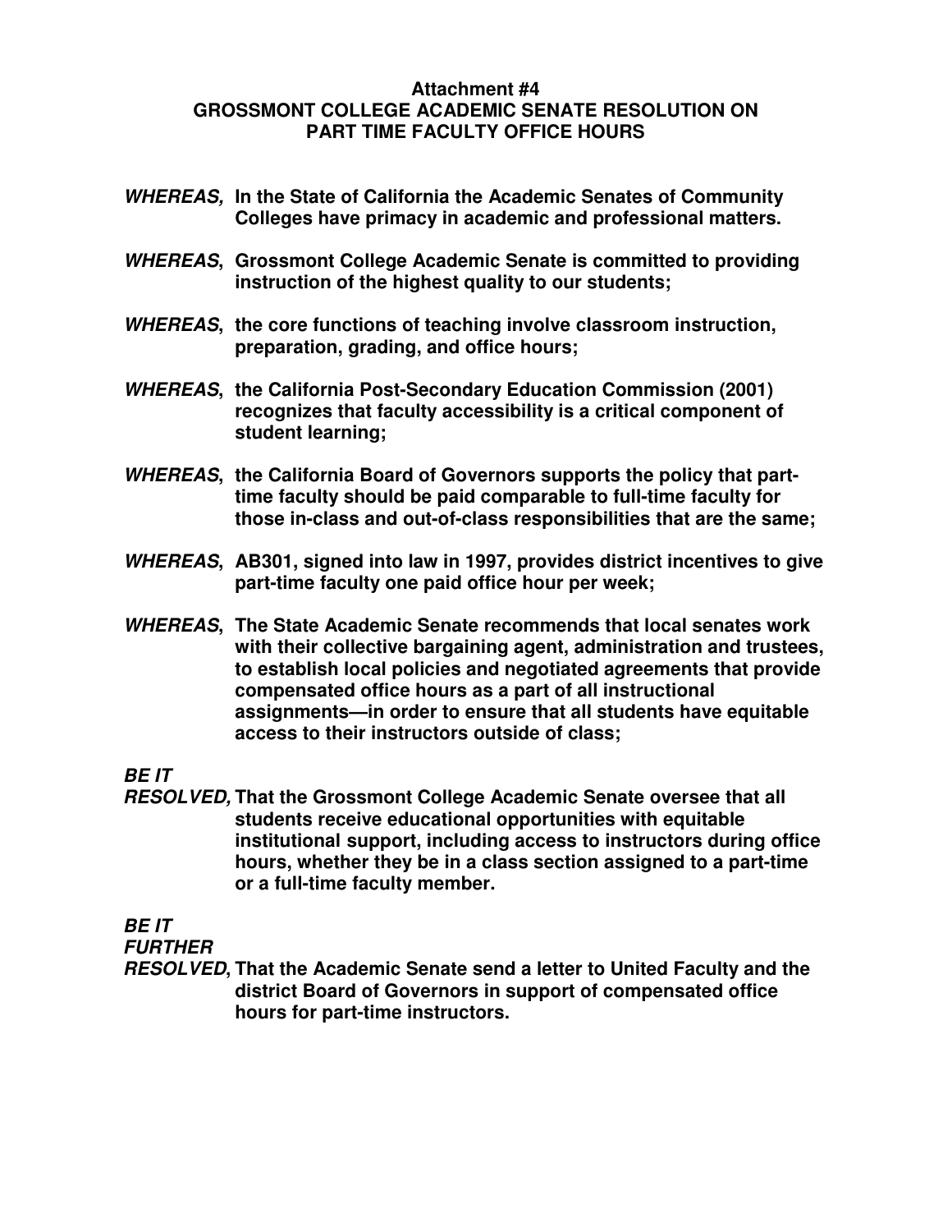**Attachment #4**

# GROSSMONT COLLEGE ACADEMIC SENATE RESOLUTION ON PART TIME FACULTY OFFICE HOURS

***WHEREAS,*** **In the State of California the Academic Senates of Community Colleges have primacy in academic and professional matters.**

***WHEREAS*****, Grossmont College Academic Senate is committed to providing instruction of the highest quality to our students;**

***WHEREAS*****, the core functions of teaching involve classroom instruction, preparation, grading, and office hours;**

***WHEREAS*****, the California Post-Secondary Education Commission (2001) recognizes that faculty accessibility is a critical component of student learning;**

***WHEREAS*****, the California Board of Governors supports the policy that part-time faculty should be paid comparable to full-time faculty for those in-class and out-of-class responsibilities that are the same;**

***WHEREAS*****, AB301, signed into law in 1997, provides district incentives to give part-time faculty one paid office hour per week;**

***WHEREAS*****, The State Academic Senate recommends that local senates work with their collective bargaining agent, administration and trustees, to establish local policies and negotiated agreements that provide compensated office hours as a part of all instructional assignments—in order to ensure that all students have equitable access to their instructors outside of class;**

***BE IT RESOLVED,*** **That the Grossmont College Academic Senate oversee that all students receive educational opportunities with equitable institutional support, including access to instructors during office hours, whether they be in a class section assigned to a part-time or a full-time faculty member.**

***BE IT FURTHER RESOLVED*****, That the Academic Senate send a letter to United Faculty and the district Board of Governors in support of compensated office hours for part-time instructors.**